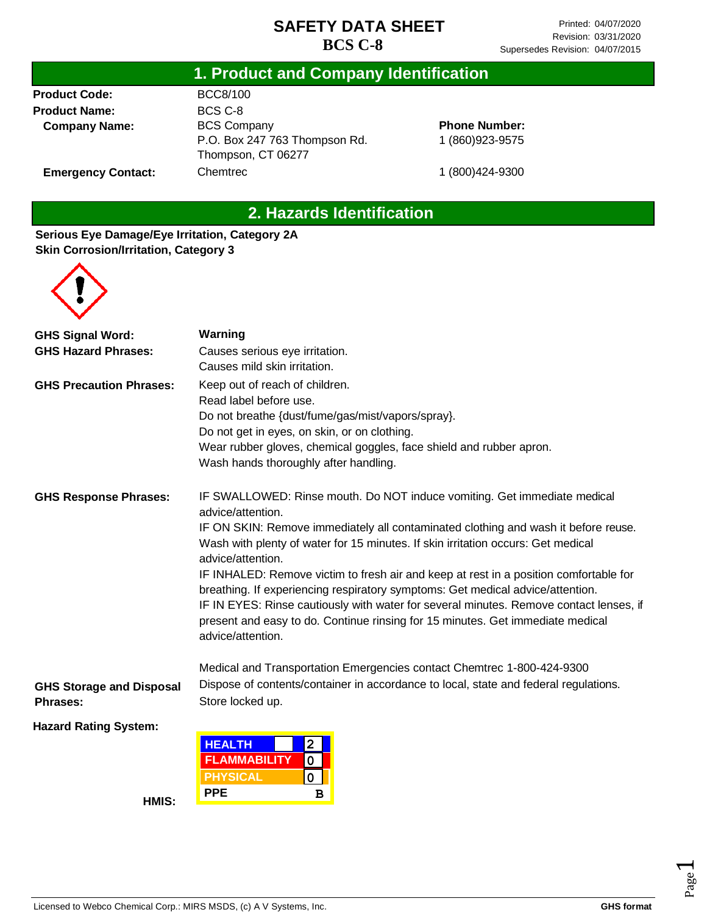# SAFETY DATA SHEET
# BCS C-8

Printed: 04/07/2020
Revision: 03/31/2020
Supersedes Revision: 04/07/2015

## 1. Product and Company Identification

**Product Code:** BCC8/100

**Product Name:** BCS C-8

**Company Name:** BCS Company
P.O. Box 247 763 Thompson Rd.
Thompson, CT 06277

**Phone Number:** 1 (860)923-9575

**Emergency Contact:** Chemtrec 1 (800)424-9300

## 2. Hazards Identification

**Serious Eye Damage/Eye Irritation, Category 2A**
**Skin Corrosion/Irritation, Category 3**

**GHS Signal Word:** **Warning**

**GHS Hazard Phrases:**
Causes serious eye irritation.
Causes mild skin irritation.

**GHS Precaution Phrases:**
Keep out of reach of children.
Read label before use.
Do not breathe {dust/fume/gas/mist/vapors/spray}.
Do not get in eyes, on skin, or on clothing.
Wear rubber gloves, chemical goggles, face shield and rubber apron.
Wash hands thoroughly after handling.

**GHS Response Phrases:**
IF SWALLOWED: Rinse mouth. Do NOT induce vomiting. Get immediate medical advice/attention.
IF ON SKIN: Remove immediately all contaminated clothing and wash it before reuse. Wash with plenty of water for 15 minutes. If skin irritation occurs: Get medical advice/attention.
IF INHALED: Remove victim to fresh air and keep at rest in a position comfortable for breathing. If experiencing respiratory symptoms: Get medical advice/attention.
IF IN EYES: Rinse cautiously with water for several minutes. Remove contact lenses, if present and easy to do. Continue rinsing for 15 minutes. Get immediate medical advice/attention.

Medical and Transportation Emergencies contact Chemtrec 1-800-424-9300

**GHS Storage and Disposal Phrases:**
Dispose of contents/container in accordance to local, state and federal regulations.
Store locked up.

**Hazard Rating System:**

**HMIS:**

| | |
|---|---|
| HEALTH | 2 |
| FLAMMABILITY | 0 |
| PHYSICAL | 0 |
| PPE | B |

Licensed to Webco Chemical Corp.: MIRS MSDS, (c) A V Systems, Inc. GHS format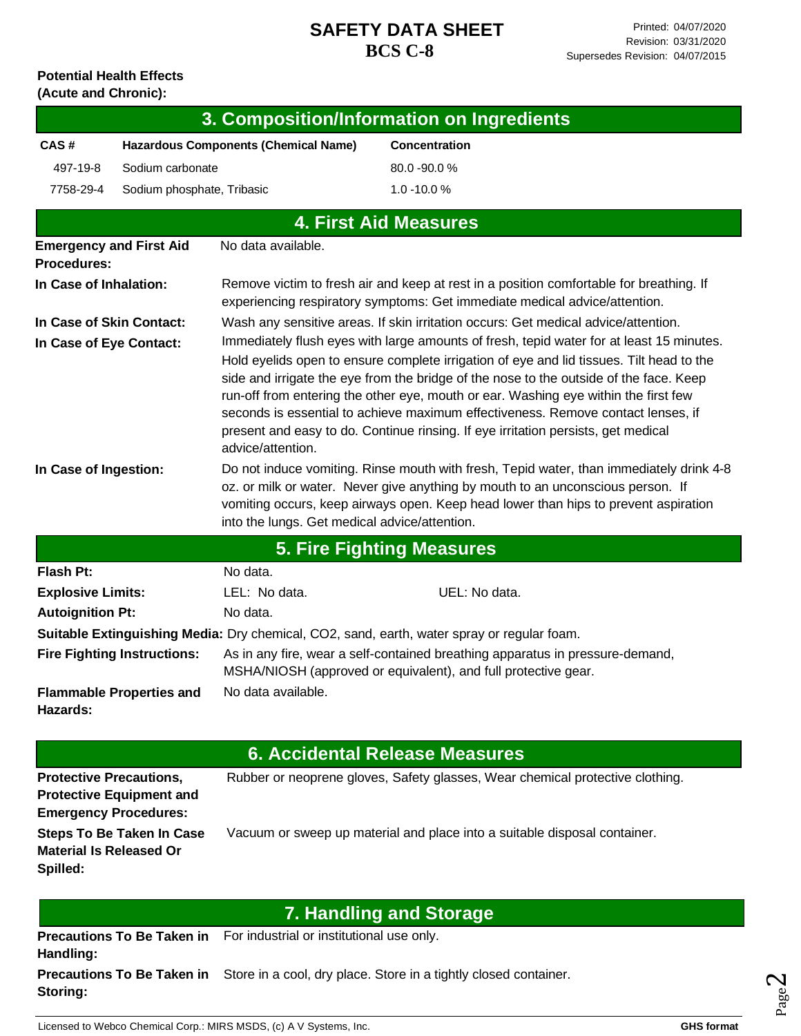**Potential Health Effects (Acute and Chronic):**

## 3. Composition/Information on Ingredients

| CAS # | Hazardous Components (Chemical Name) | Concentration |
|---|---|---|
| 497-19-8 | Sodium carbonate | 80.0 -90.0 % |
| 7758-29-4 | Sodium phosphate, Tribasic | 1.0 -10.0 % |

## 4. First Aid Measures

**Emergency and First Aid Procedures:** No data available.

**In Case of Inhalation:** Remove victim to fresh air and keep at rest in a position comfortable for breathing. If experiencing respiratory symptoms: Get immediate medical advice/attention.

**In Case of Skin Contact:** Wash any sensitive areas. If skin irritation occurs: Get medical advice/attention.

**In Case of Eye Contact:** Immediately flush eyes with large amounts of fresh, tepid water for at least 15 minutes. Hold eyelids open to ensure complete irrigation of eye and lid tissues. Tilt head to the side and irrigate the eye from the bridge of the nose to the outside of the face. Keep run-off from entering the other eye, mouth or ear. Washing eye within the first few seconds is essential to achieve maximum effectiveness. Remove contact lenses, if present and easy to do. Continue rinsing. If eye irritation persists, get medical advice/attention.

**In Case of Ingestion:** Do not induce vomiting. Rinse mouth with fresh, Tepid water, than immediately drink 4-8 oz. or milk or water. Never give anything by mouth to an unconscious person. If vomiting occurs, keep airways open. Keep head lower than hips to prevent aspiration into the lungs. Get medical advice/attention.

## 5. Fire Fighting Measures

**Flash Pt:** No data.

**Explosive Limits:** LEL: No data. UEL: No data.

**Autoignition Pt:** No data.

**Suitable Extinguishing Media:** Dry chemical, CO2, sand, earth, water spray or regular foam.

**Fire Fighting Instructions:** As in any fire, wear a self-contained breathing apparatus in pressure-demand, MSHA/NIOSH (approved or equivalent), and full protective gear.

**Flammable Properties and Hazards:** No data available.

## 6. Accidental Release Measures

**Protective Precautions, Protective Equipment and Emergency Procedures:** Rubber or neoprene gloves, Safety glasses, Wear chemical protective clothing.

**Steps To Be Taken In Case Material Is Released Or Spilled:** Vacuum or sweep up material and place into a suitable disposal container.

## 7. Handling and Storage

**Precautions To Be Taken in Handling:** For industrial or institutional use only.

**Precautions To Be Taken in Storing:** Store in a cool, dry place. Store in a tightly closed container.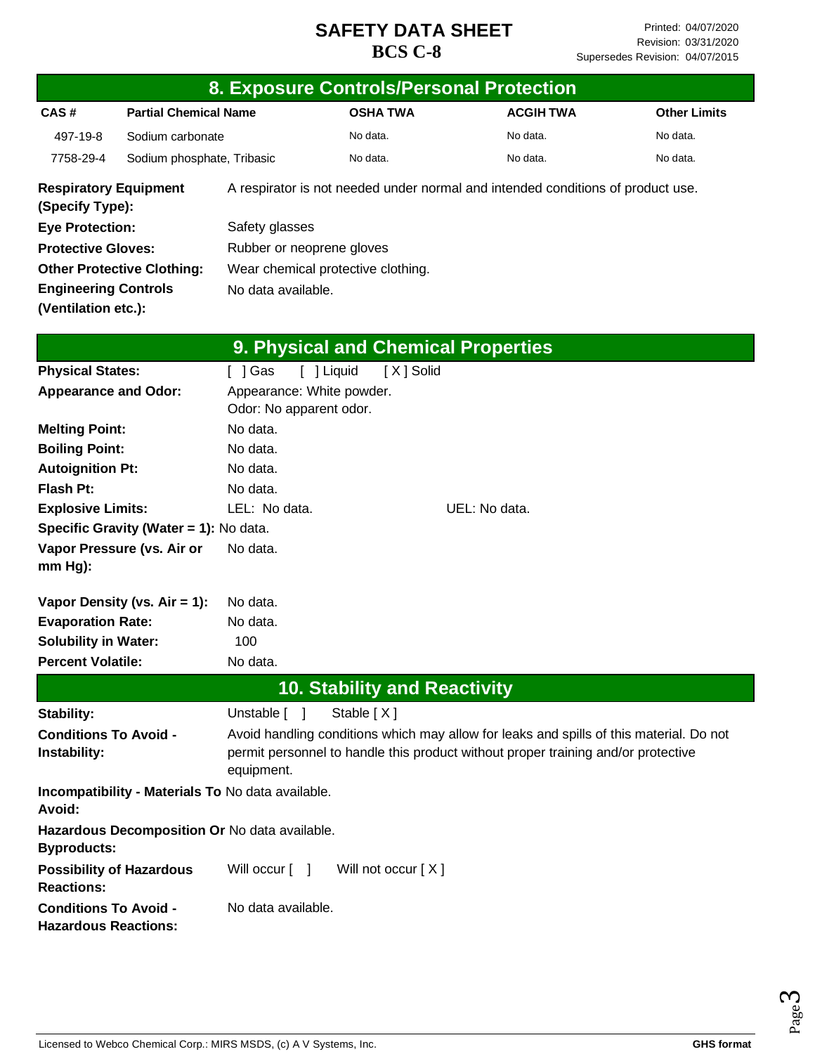# SAFETY DATA SHEET

**BCS C-8**

Printed: 04/07/2020
Revision: 03/31/2020
Supersedes Revision: 04/07/2015

## 8. Exposure Controls/Personal Protection

| CAS # | Partial Chemical Name | OSHA TWA | ACGIH TWA | Other Limits |
|---|---|---|---|---|
| 497-19-8 | Sodium carbonate | No data. | No data. | No data. |
| 7758-29-4 | Sodium phosphate, Tribasic | No data. | No data. | No data. |

**Respiratory Equipment (Specify Type):** A respirator is not needed under normal and intended conditions of product use.

**Eye Protection:** Safety glasses

**Protective Gloves:** Rubber or neoprene gloves

**Other Protective Clothing:** Wear chemical protective clothing.

**Engineering Controls (Ventilation etc.):** No data available.

## 9. Physical and Chemical Properties

**Physical States:** [ ] Gas [ ] Liquid [ X ] Solid

**Appearance and Odor:** Appearance: White powder.
Odor: No apparent odor.

**Melting Point:** No data.

**Boiling Point:** No data.

**Autoignition Pt:** No data.

**Flash Pt:** No data.

**Explosive Limits:** LEL: No data. UEL: No data.

**Specific Gravity (Water = 1):** No data.

**Vapor Pressure (vs. Air or mm Hg):** No data.

**Vapor Density (vs. Air = 1):** No data.

**Evaporation Rate:** No data.

**Solubility in Water:** 100

**Percent Volatile:** No data.

## 10. Stability and Reactivity

**Stability:** Unstable [ ] Stable [ X ]

**Conditions To Avoid - Instability:** Avoid handling conditions which may allow for leaks and spills of this material. Do not permit personnel to handle this product without proper training and/or protective equipment.

**Incompatibility - Materials To Avoid:** No data available.

**Hazardous Decomposition Or Byproducts:** No data available.

**Possibility of Hazardous Reactions:** Will occur [ ] Will not occur [ X ]

**Conditions To Avoid - Hazardous Reactions:** No data available.

Licensed to Webco Chemical Corp.: MIRS MSDS, (c) A V Systems, Inc. GHS format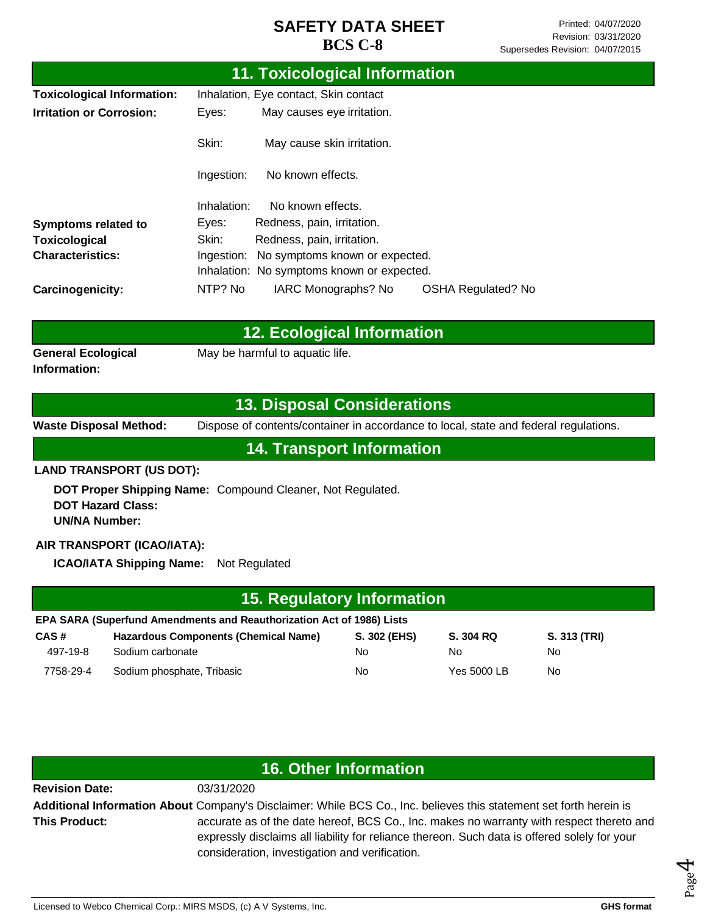## 11. Toxicological Information

**Toxicological Information:** Inhalation, Eye contact, Skin contact

**Irritation or Corrosion:**
- Eyes: May causes eye irritation.
- Skin: May cause skin irritation.
- Ingestion: No known effects.
- Inhalation: No known effects.

**Symptoms related to Toxicological Characteristics:**
- Eyes: Redness, pain, irritation.
- Skin: Redness, pain, irritation.
- Ingestion: No symptoms known or expected.
- Inhalation: No symptoms known or expected.

**Carcinogenicity:** NTP? No IARC Monographs? No OSHA Regulated? No

## 12. Ecological Information

**General Ecological Information:** May be harmful to aquatic life.

## 13. Disposal Considerations

**Waste Disposal Method:** Dispose of contents/container in accordance to local, state and federal regulations.

## 14. Transport Information

**LAND TRANSPORT (US DOT):**

**DOT Proper Shipping Name:** Compound Cleaner, Not Regulated.
**DOT Hazard Class:**
**UN/NA Number:**

**AIR TRANSPORT (ICAO/IATA):**

**ICAO/IATA Shipping Name:** Not Regulated

## 15. Regulatory Information

**EPA SARA (Superfund Amendments and Reauthorization Act of 1986) Lists**

| CAS # | Hazardous Components (Chemical Name) | S. 302 (EHS) | S. 304 RQ | S. 313 (TRI) |
|---|---|---|---|---|
| 497-19-8 | Sodium carbonate | No | No | No |
| 7758-29-4 | Sodium phosphate, Tribasic | No | Yes 5000 LB | No |

## 16. Other Information

**Revision Date:** 03/31/2020

**Additional Information About This Product:** Company's Disclaimer: While BCS Co., Inc. believes this statement set forth herein is accurate as of the date hereof, BCS Co., Inc. makes no warranty with respect thereto and expressly disclaims all liability for reliance thereon. Such data is offered solely for your consideration, investigation and verification.